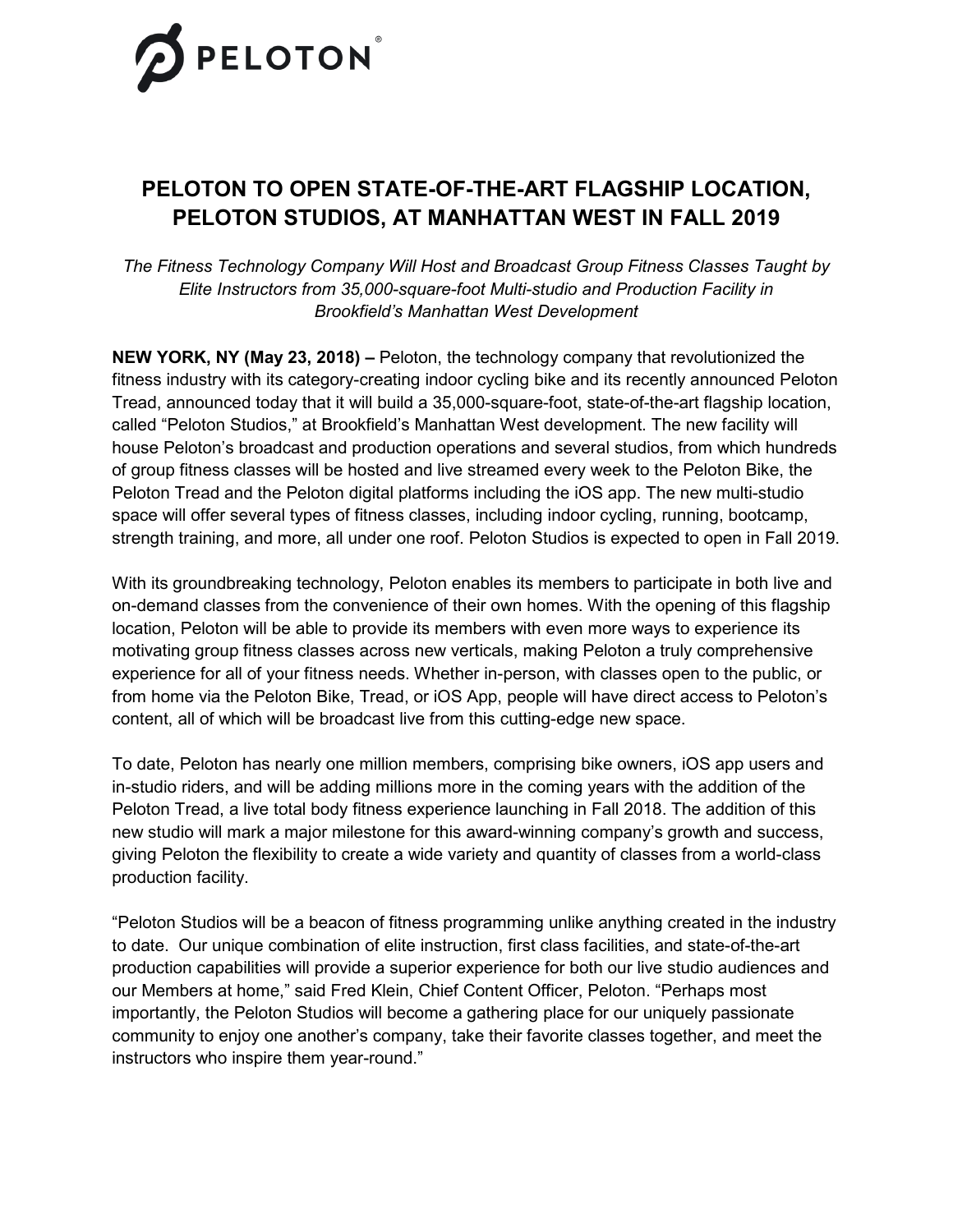PELOTON®

# PELOTON TO OPEN STATE-OF-THE-ART FLAGSHIP LOCATION, PELOTON STUDIOS, AT MANHATTAN WEST IN FALL 2019

*The Fitness Technology Company Will Host and Broadcast Group Fitness Classes Taught by Elite Instructors from 35,000-square-foot Multi-studio and Production Facility in Brookfield's Manhattan West Development*

**NEW YORK, NY (May 23, 2018) –** Peloton, the technology company that revolutionized the fitness industry with its category-creating indoor cycling bike and its recently announced Peloton Tread, announced today that it will build a 35,000-square-foot, state-of-the-art flagship location, called "Peloton Studios," at Brookfield's Manhattan West development. The new facility will house Peloton's broadcast and production operations and several studios, from which hundreds of group fitness classes will be hosted and live streamed every week to the Peloton Bike, the Peloton Tread and the Peloton digital platforms including the iOS app. The new multi-studio space will offer several types of fitness classes, including indoor cycling, running, bootcamp, strength training, and more, all under one roof. Peloton Studios is expected to open in Fall 2019.

With its groundbreaking technology, Peloton enables its members to participate in both live and on-demand classes from the convenience of their own homes. With the opening of this flagship location, Peloton will be able to provide its members with even more ways to experience its motivating group fitness classes across new verticals, making Peloton a truly comprehensive experience for all of your fitness needs. Whether in-person, with classes open to the public, or from home via the Peloton Bike, Tread, or iOS App, people will have direct access to Peloton's content, all of which will be broadcast live from this cutting-edge new space.

To date, Peloton has nearly one million members, comprising bike owners, iOS app users and in-studio riders, and will be adding millions more in the coming years with the addition of the Peloton Tread, a live total body fitness experience launching in Fall 2018. The addition of this new studio will mark a major milestone for this award-winning company's growth and success, giving Peloton the flexibility to create a wide variety and quantity of classes from a world-class production facility.

"Peloton Studios will be a beacon of fitness programming unlike anything created in the industry to date. Our unique combination of elite instruction, first class facilities, and state-of-the-art production capabilities will provide a superior experience for both our live studio audiences and our Members at home," said Fred Klein, Chief Content Officer, Peloton. "Perhaps most importantly, the Peloton Studios will become a gathering place for our uniquely passionate community to enjoy one another's company, take their favorite classes together, and meet the instructors who inspire them year-round."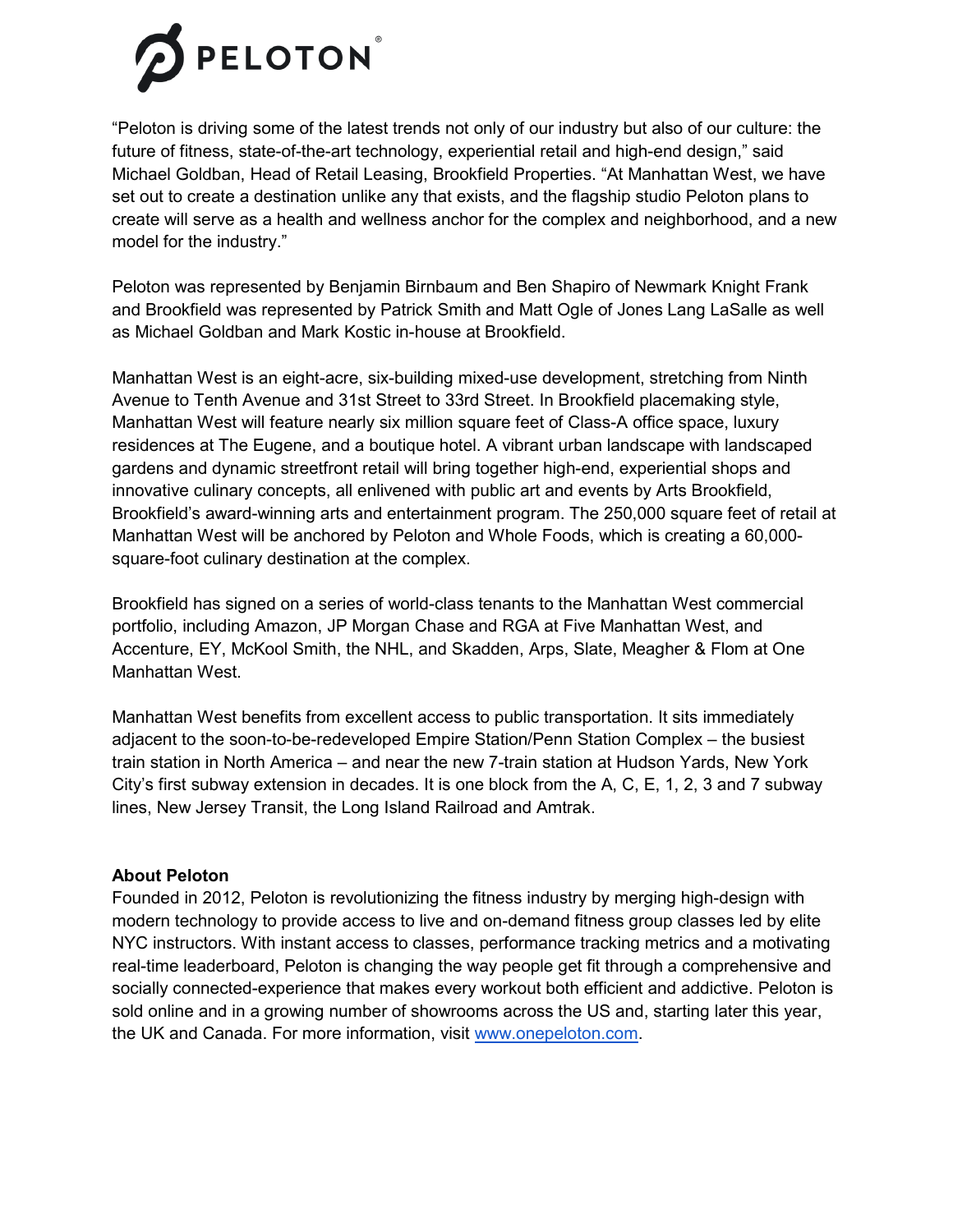"Peloton is driving some of the latest trends not only of our industry but also of our culture: the future of fitness, state-of-the-art technology, experiential retail and high-end design," said Michael Goldban, Head of Retail Leasing, Brookfield Properties. "At Manhattan West, we have set out to create a destination unlike any that exists, and the flagship studio Peloton plans to create will serve as a health and wellness anchor for the complex and neighborhood, and a new model for the industry."

Peloton was represented by Benjamin Birnbaum and Ben Shapiro of Newmark Knight Frank and Brookfield was represented by Patrick Smith and Matt Ogle of Jones Lang LaSalle as well as Michael Goldban and Mark Kostic in-house at Brookfield.

Manhattan West is an eight-acre, six-building mixed-use development, stretching from Ninth Avenue to Tenth Avenue and 31st Street to 33rd Street. In Brookfield placemaking style, Manhattan West will feature nearly six million square feet of Class-A office space, luxury residences at The Eugene, and a boutique hotel. A vibrant urban landscape with landscaped gardens and dynamic streetfront retail will bring together high-end, experiential shops and innovative culinary concepts, all enlivened with public art and events by Arts Brookfield, Brookfield's award-winning arts and entertainment program. The 250,000 square feet of retail at Manhattan West will be anchored by Peloton and Whole Foods, which is creating a 60,000-square-foot culinary destination at the complex.

Brookfield has signed on a series of world-class tenants to the Manhattan West commercial portfolio, including Amazon, JP Morgan Chase and RGA at Five Manhattan West, and Accenture, EY, McKool Smith, the NHL, and Skadden, Arps, Slate, Meagher & Flom at One Manhattan West.

Manhattan West benefits from excellent access to public transportation. It sits immediately adjacent to the soon-to-be-redeveloped Empire Station/Penn Station Complex – the busiest train station in North America – and near the new 7-train station at Hudson Yards, New York City's first subway extension in decades. It is one block from the A, C, E, 1, 2, 3 and 7 subway lines, New Jersey Transit, the Long Island Railroad and Amtrak.

**About Peloton**

Founded in 2012, Peloton is revolutionizing the fitness industry by merging high-design with modern technology to provide access to live and on-demand fitness group classes led by elite NYC instructors. With instant access to classes, performance tracking metrics and a motivating real-time leaderboard, Peloton is changing the way people get fit through a comprehensive and socially connected-experience that makes every workout both efficient and addictive. Peloton is sold online and in a growing number of showrooms across the US and, starting later this year, the UK and Canada. For more information, visit [www.onepeloton.com](http://www.onepeloton.com).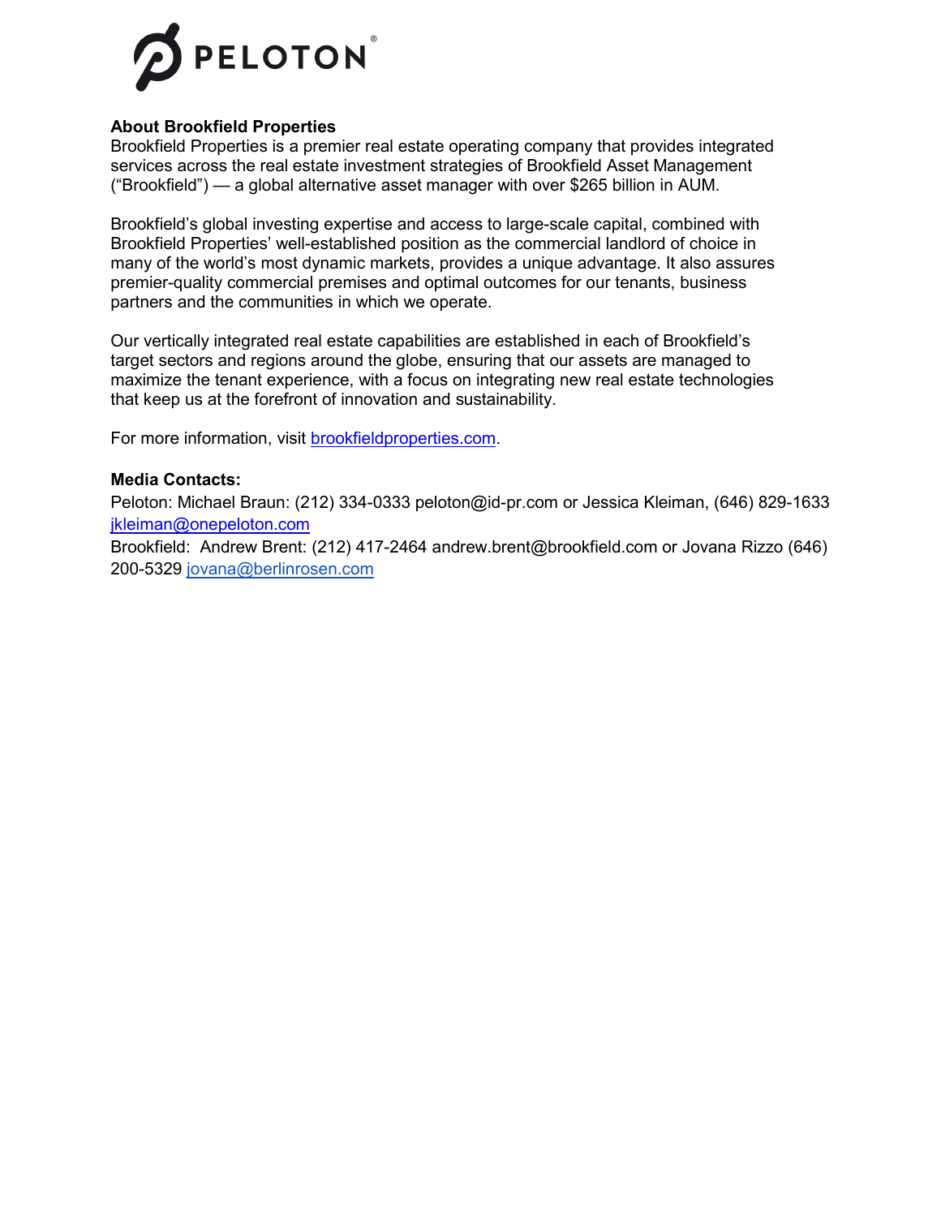**About Brookfield Properties**
Brookfield Properties is a premier real estate operating company that provides integrated services across the real estate investment strategies of Brookfield Asset Management (“Brookfield”) — a global alternative asset manager with over $265 billion in AUM.

Brookfield’s global investing expertise and access to large-scale capital, combined with Brookfield Properties’ well-established position as the commercial landlord of choice in many of the world’s most dynamic markets, provides a unique advantage. It also assures premier-quality commercial premises and optimal outcomes for our tenants, business partners and the communities in which we operate.

Our vertically integrated real estate capabilities are established in each of Brookfield’s target sectors and regions around the globe, ensuring that our assets are managed to maximize the tenant experience, with a focus on integrating new real estate technologies that keep us at the forefront of innovation and sustainability.

For more information, visit brookfieldproperties.com.

**Media Contacts:**
Peloton: Michael Braun: (212) 334-0333 peloton@id-pr.com or Jessica Kleiman, (646) 829-1633 jkleiman@onepeloton.com
Brookfield: Andrew Brent: (212) 417-2464 andrew.brent@brookfield.com or Jovana Rizzo (646) 200-5329 jovana@berlinrosen.com